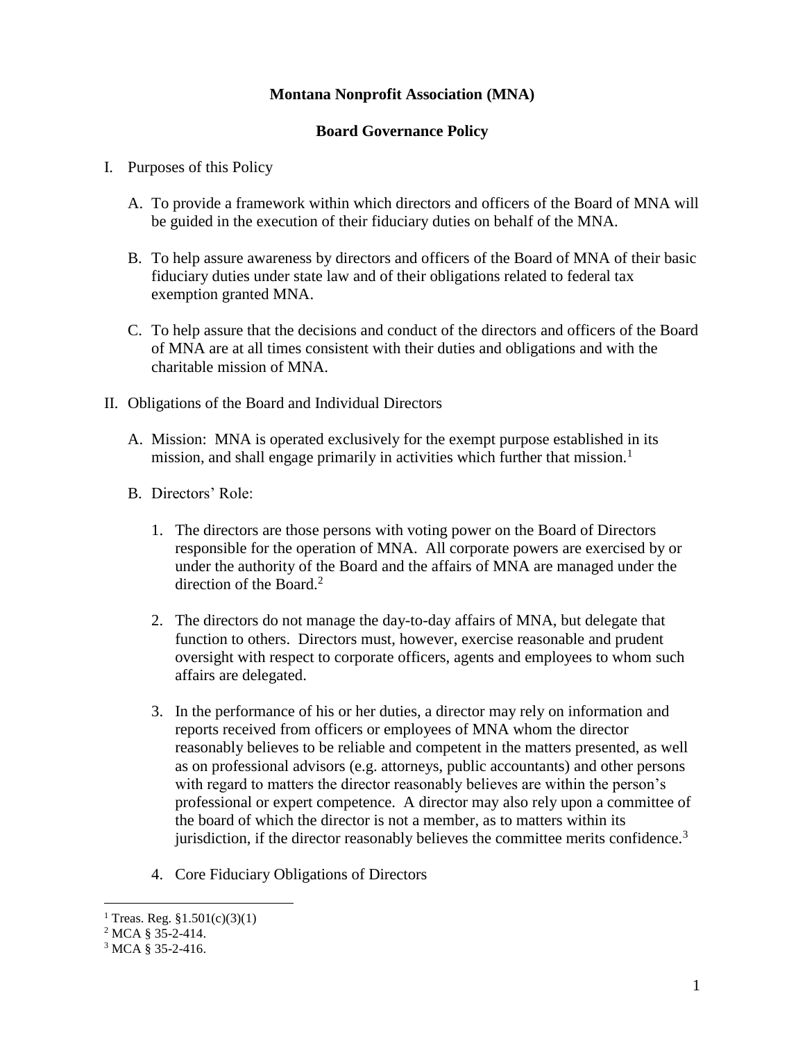**Montana Nonprofit Association (MNA)**

**Board Governance Policy**

I. Purposes of this Policy

   A. To provide a framework within which directors and officers of the Board of MNA will be guided in the execution of their fiduciary duties on behalf of the MNA.

   B. To help assure awareness by directors and officers of the Board of MNA of their basic fiduciary duties under state law and of their obligations related to federal tax exemption granted MNA.

   C. To help assure that the decisions and conduct of the directors and officers of the Board of MNA are at all times consistent with their duties and obligations and with the charitable mission of MNA.

II. Obligations of the Board and Individual Directors

   A. Mission: MNA is operated exclusively for the exempt purpose established in its mission, and shall engage primarily in activities which further that mission.[1]

   B. Directors' Role:

      1. The directors are those persons with voting power on the Board of Directors responsible for the operation of MNA. All corporate powers are exercised by or under the authority of the Board and the affairs of MNA are managed under the direction of the Board.[2]

      2. The directors do not manage the day-to-day affairs of MNA, but delegate that function to others. Directors must, however, exercise reasonable and prudent oversight with respect to corporate officers, agents and employees to whom such affairs are delegated.

      3. In the performance of his or her duties, a director may rely on information and reports received from officers or employees of MNA whom the director reasonably believes to be reliable and competent in the matters presented, as well as on professional advisors (e.g. attorneys, public accountants) and other persons with regard to matters the director reasonably believes are within the person's professional or expert competence. A director may also rely upon a committee of the board of which the director is not a member, as to matters within its jurisdiction, if the director reasonably believes the committee merits confidence.[3]

      4. Core Fiduciary Obligations of Directors

---

[1] Treas. Reg. §1.501(c)(3)(1)

[2] MCA § 35-2-414.

[3] MCA § 35-2-416.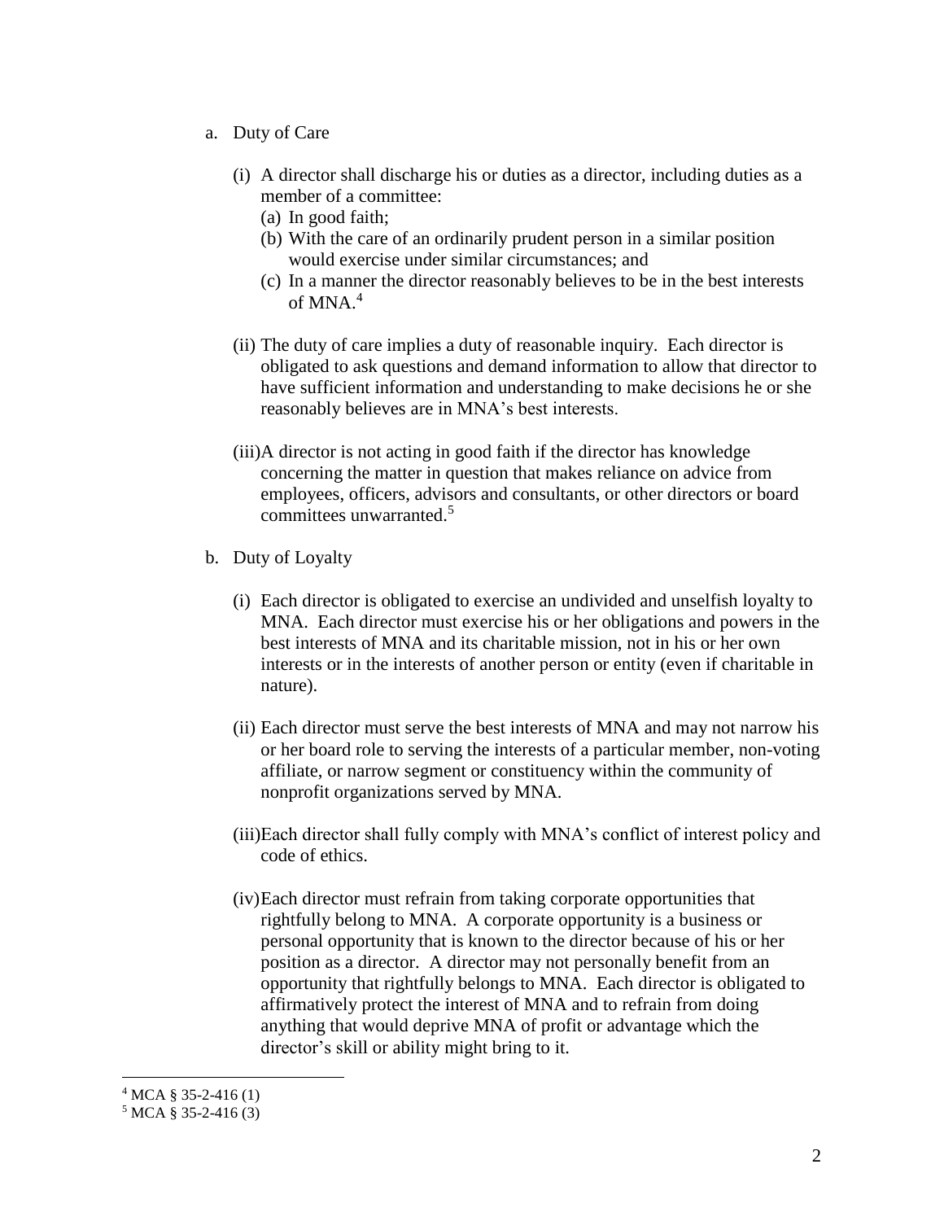a. Duty of Care

(i) A director shall discharge his or duties as a director, including duties as a member of a committee:
   (a) In good faith;
   (b) With the care of an ordinarily prudent person in a similar position would exercise under similar circumstances; and
   (c) In a manner the director reasonably believes to be in the best interests of MNA.[4]

(ii) The duty of care implies a duty of reasonable inquiry. Each director is obligated to ask questions and demand information to allow that director to have sufficient information and understanding to make decisions he or she reasonably believes are in MNA's best interests.

(iii) A director is not acting in good faith if the director has knowledge concerning the matter in question that makes reliance on advice from employees, officers, advisors and consultants, or other directors or board committees unwarranted.[5]

b. Duty of Loyalty

(i) Each director is obligated to exercise an undivided and unselfish loyalty to MNA. Each director must exercise his or her obligations and powers in the best interests of MNA and its charitable mission, not in his or her own interests or in the interests of another person or entity (even if charitable in nature).

(ii) Each director must serve the best interests of MNA and may not narrow his or her board role to serving the interests of a particular member, non-voting affiliate, or narrow segment or constituency within the community of nonprofit organizations served by MNA.

(iii) Each director shall fully comply with MNA's conflict of interest policy and code of ethics.

(iv) Each director must refrain from taking corporate opportunities that rightfully belong to MNA. A corporate opportunity is a business or personal opportunity that is known to the director because of his or her position as a director. A director may not personally benefit from an opportunity that rightfully belongs to MNA. Each director is obligated to affirmatively protect the interest of MNA and to refrain from doing anything that would deprive MNA of profit or advantage which the director's skill or ability might bring to it.

---

[4] MCA § 35-2-416 (1)

[5] MCA § 35-2-416 (3)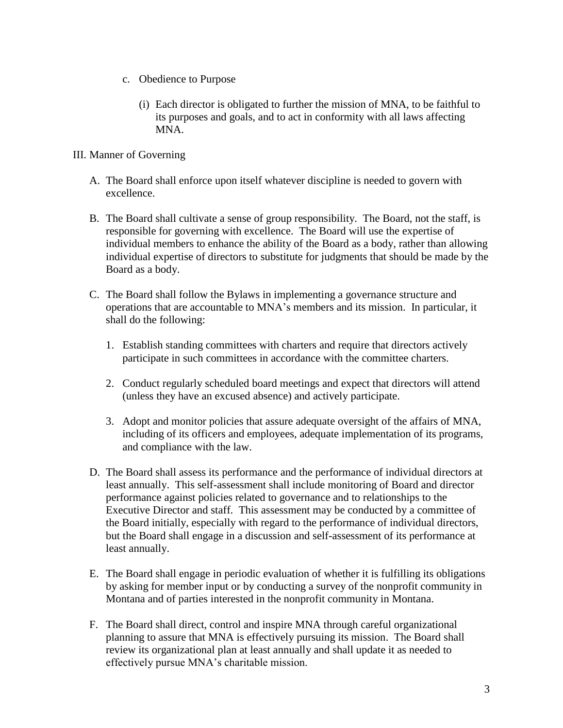c. Obedience to Purpose

    (i) Each director is obligated to further the mission of MNA, to be faithful to its purposes and goals, and to act in conformity with all laws affecting MNA.

## III. Manner of Governing

A. The Board shall enforce upon itself whatever discipline is needed to govern with excellence.

B. The Board shall cultivate a sense of group responsibility. The Board, not the staff, is responsible for governing with excellence. The Board will use the expertise of individual members to enhance the ability of the Board as a body, rather than allowing individual expertise of directors to substitute for judgments that should be made by the Board as a body.

C. The Board shall follow the Bylaws in implementing a governance structure and operations that are accountable to MNA's members and its mission. In particular, it shall do the following:

    1. Establish standing committees with charters and require that directors actively participate in such committees in accordance with the committee charters.

    2. Conduct regularly scheduled board meetings and expect that directors will attend (unless they have an excused absence) and actively participate.

    3. Adopt and monitor policies that assure adequate oversight of the affairs of MNA, including of its officers and employees, adequate implementation of its programs, and compliance with the law.

D. The Board shall assess its performance and the performance of individual directors at least annually. This self-assessment shall include monitoring of Board and director performance against policies related to governance and to relationships to the Executive Director and staff. This assessment may be conducted by a committee of the Board initially, especially with regard to the performance of individual directors, but the Board shall engage in a discussion and self-assessment of its performance at least annually.

E. The Board shall engage in periodic evaluation of whether it is fulfilling its obligations by asking for member input or by conducting a survey of the nonprofit community in Montana and of parties interested in the nonprofit community in Montana.

F. The Board shall direct, control and inspire MNA through careful organizational planning to assure that MNA is effectively pursuing its mission. The Board shall review its organizational plan at least annually and shall update it as needed to effectively pursue MNA's charitable mission.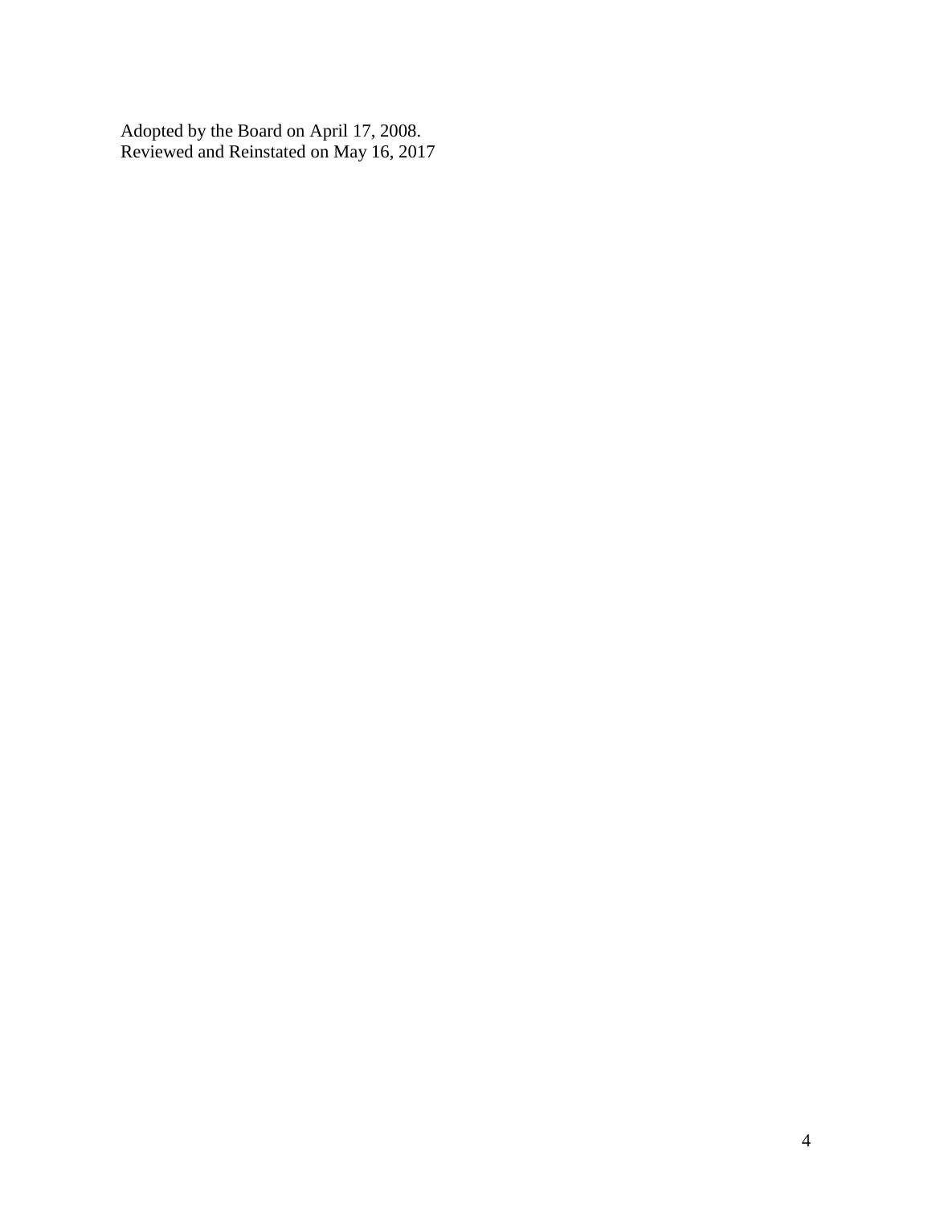Adopted by the Board on April 17, 2008.
Reviewed and Reinstated on May 16, 2017